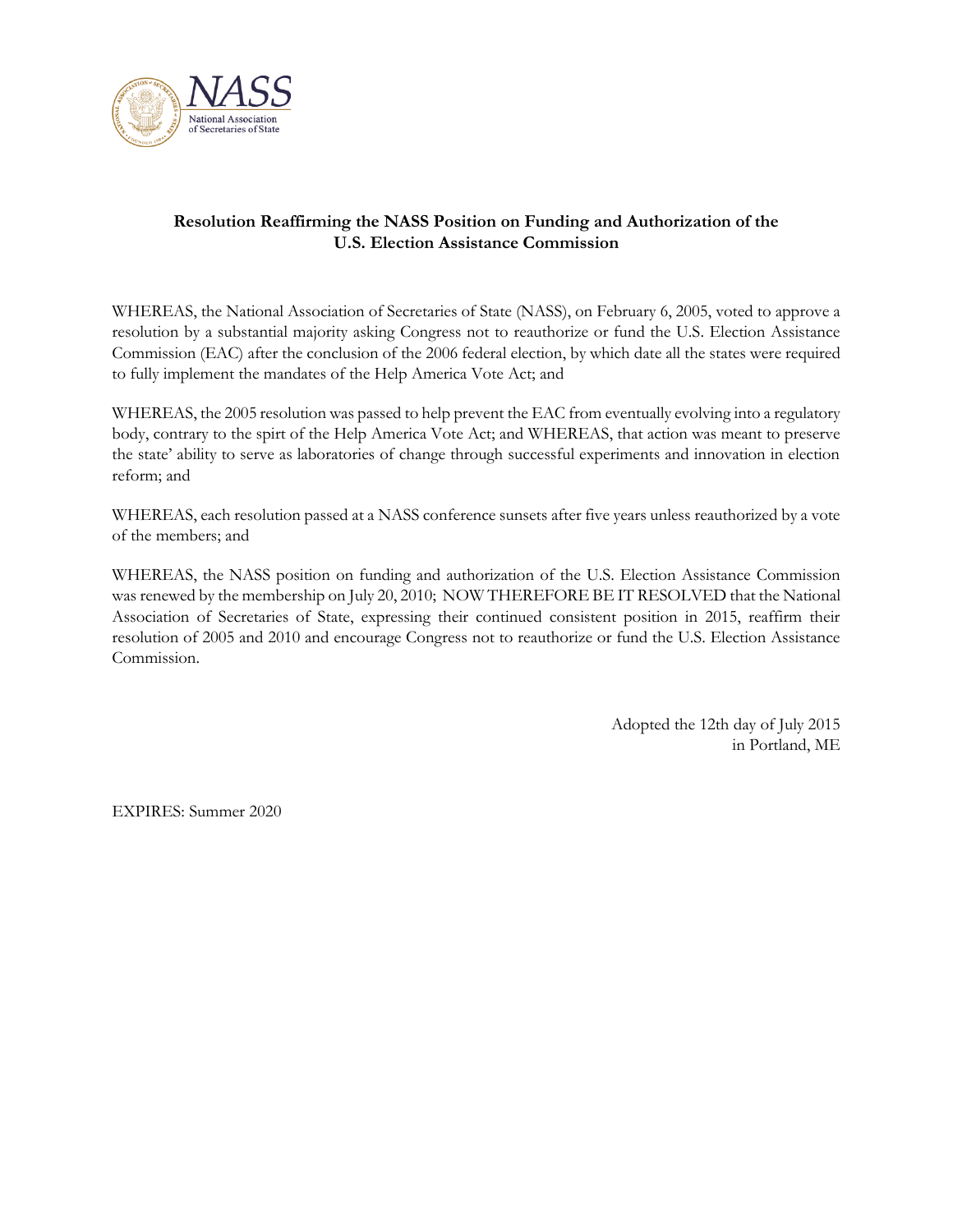NASS

National Association of Secretaries of State

**Resolution Reaffirming the NASS Position on Funding and Authorization of the U.S. Election Assistance Commission**

WHEREAS, the National Association of Secretaries of State (NASS), on February 6, 2005, voted to approve a resolution by a substantial majority asking Congress not to reauthorize or fund the U.S. Election Assistance Commission (EAC) after the conclusion of the 2006 federal election, by which date all the states were required to fully implement the mandates of the Help America Vote Act; and

WHEREAS, the 2005 resolution was passed to help prevent the EAC from eventually evolving into a regulatory body, contrary to the spirt of the Help America Vote Act; and WHEREAS, that action was meant to preserve the state' ability to serve as laboratories of change through successful experiments and innovation in election reform; and

WHEREAS, each resolution passed at a NASS conference sunsets after five years unless reauthorized by a vote of the members; and

WHEREAS, the NASS position on funding and authorization of the U.S. Election Assistance Commission was renewed by the membership on July 20, 2010; NOW THEREFORE BE IT RESOLVED that the National Association of Secretaries of State, expressing their continued consistent position in 2015, reaffirm their resolution of 2005 and 2010 and encourage Congress not to reauthorize or fund the U.S. Election Assistance Commission.

Adopted the 12th day of July 2015
in Portland, ME

EXPIRES: Summer 2020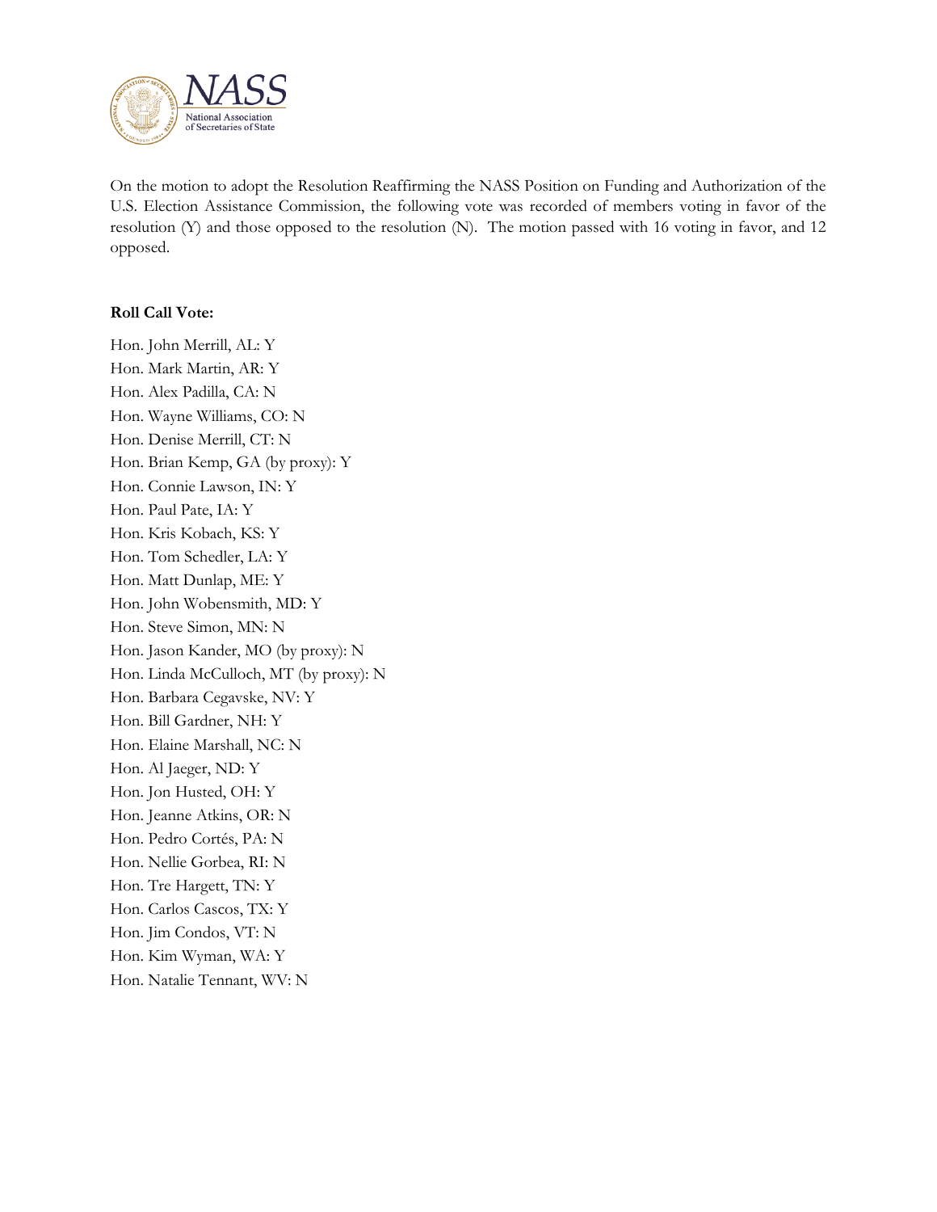On the motion to adopt the Resolution Reaffirming the NASS Position on Funding and Authorization of the U.S. Election Assistance Commission, the following vote was recorded of members voting in favor of the resolution (Y) and those opposed to the resolution (N). The motion passed with 16 voting in favor, and 12 opposed.

**Roll Call Vote:**

Hon. John Merrill, AL: Y  
Hon. Mark Martin, AR: Y  
Hon. Alex Padilla, CA: N  
Hon. Wayne Williams, CO: N  
Hon. Denise Merrill, CT: N  
Hon. Brian Kemp, GA (by proxy): Y  
Hon. Connie Lawson, IN: Y  
Hon. Paul Pate, IA: Y  
Hon. Kris Kobach, KS: Y  
Hon. Tom Schedler, LA: Y  
Hon. Matt Dunlap, ME: Y  
Hon. John Wobensmith, MD: Y  
Hon. Steve Simon, MN: N  
Hon. Jason Kander, MO (by proxy): N  
Hon. Linda McCulloch, MT (by proxy): N  
Hon. Barbara Cegavske, NV: Y  
Hon. Bill Gardner, NH: Y  
Hon. Elaine Marshall, NC: N  
Hon. Al Jaeger, ND: Y  
Hon. Jon Husted, OH: Y  
Hon. Jeanne Atkins, OR: N  
Hon. Pedro Cortés, PA: N  
Hon. Nellie Gorbea, RI: N  
Hon. Tre Hargett, TN: Y  
Hon. Carlos Cascos, TX: Y  
Hon. Jim Condos, VT: N  
Hon. Kim Wyman, WA: Y  
Hon. Natalie Tennant, WV: N